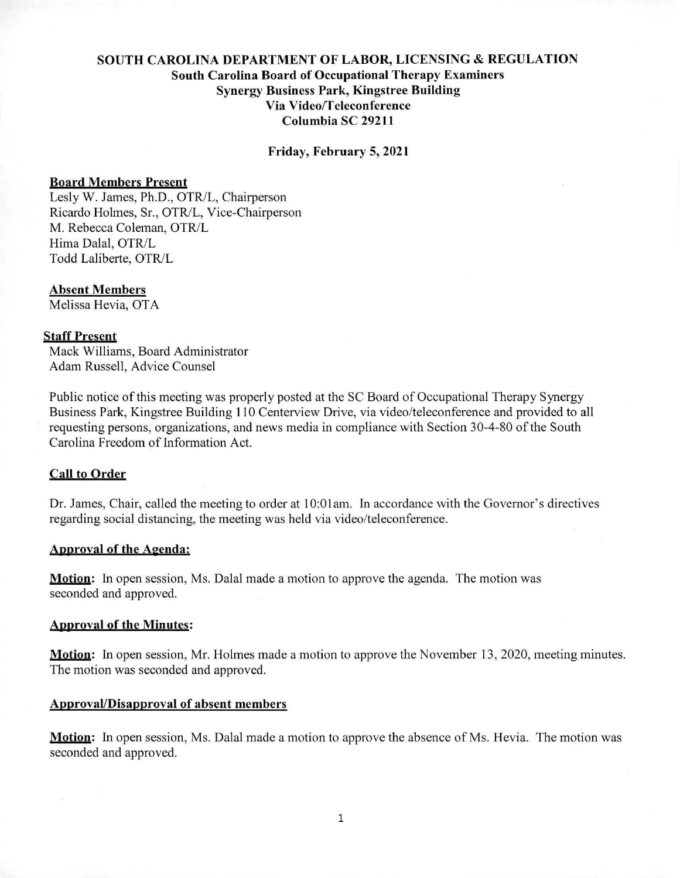**SOUTH CAROLINA DEPARTMENT OF LABOR, LICENSING & REGULATION**
**South Carolina Board of Occupational Therapy Examiners**
**Synergy Business Park, Kingstree Building**
**Via Video/Teleconference**
**Columbia SC 29211**

**Friday, February 5, 2021**

**Board Members Present**
Lesly W. James, Ph.D., OTR/L, Chairperson
Ricardo Holmes, Sr., OTR/L, Vice-Chairperson
M. Rebecca Coleman, OTR/L
Hima Dalal, OTR/L
Todd Laliberte, OTR/L

**Absent Members**
Melissa Hevia, OTA

**Staff Present**
Mack Williams, Board Administrator
Adam Russell, Advice Counsel

Public notice of this meeting was properly posted at the SC Board of Occupational Therapy Synergy Business Park, Kingstree Building 110 Centerview Drive, via video/teleconference and provided to all requesting persons, organizations, and news media in compliance with Section 30-4-80 of the South Carolina Freedom of Information Act.

**Call to Order**

Dr. James, Chair, called the meeting to order at 10:01am. In accordance with the Governor's directives regarding social distancing, the meeting was held via video/teleconference.

**Approval of the Agenda:**

**Motion:** In open session, Ms. Dalal made a motion to approve the agenda. The motion was seconded and approved.

**Approval of the Minutes:**

**Motion:** In open session, Mr. Holmes made a motion to approve the November 13, 2020, meeting minutes. The motion was seconded and approved.

**Approval/Disapproval of absent members**

**Motion:** In open session, Ms. Dalal made a motion to approve the absence of Ms. Hevia. The motion was seconded and approved.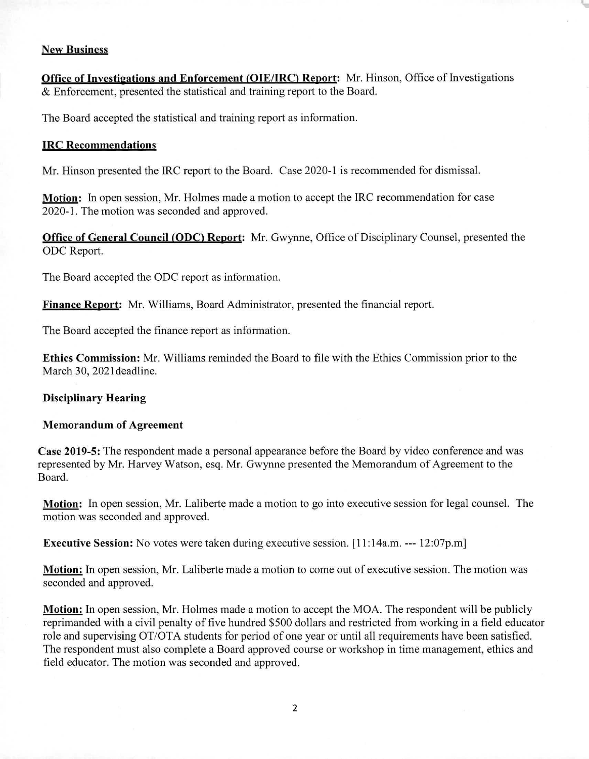**New Business**

**Office of Investigations and Enforcement (OIE/IRC) Report:** Mr. Hinson, Office of Investigations & Enforcement, presented the statistical and training report to the Board.

The Board accepted the statistical and training report as information.

**IRC Recommendations**

Mr. Hinson presented the IRC report to the Board. Case 2020-1 is recommended for dismissal.

**Motion:** In open session, Mr. Holmes made a motion to accept the IRC recommendation for case 2020-1. The motion was seconded and approved.

**Office of General Council (ODC) Report:** Mr. Gwynne, Office of Disciplinary Counsel, presented the ODC Report.

The Board accepted the ODC report as information.

**Finance Report:** Mr. Williams, Board Administrator, presented the financial report.

The Board accepted the finance report as information.

**Ethics Commission:** Mr. Williams reminded the Board to file with the Ethics Commission prior to the March 30, 2021deadline.

**Disciplinary Hearing**

**Memorandum of Agreement**

**Case 2019-5:** The respondent made a personal appearance before the Board by video conference and was represented by Mr. Harvey Watson, esq. Mr. Gwynne presented the Memorandum of Agreement to the Board.

**Motion:** In open session, Mr. Laliberte made a motion to go into executive session for legal counsel. The motion was seconded and approved.

**Executive Session:** No votes were taken during executive session. [11:14a.m. --- 12:07p.m]

**Motion:** In open session, Mr. Laliberte made a motion to come out of executive session. The motion was seconded and approved.

**Motion:** In open session, Mr. Holmes made a motion to accept the MOA. The respondent will be publicly reprimanded with a civil penalty of five hundred $500 dollars and restricted from working in a field educator role and supervising OT/OTA students for period of one year or until all requirements have been satisfied. The respondent must also complete a Board approved course or workshop in time management, ethics and field educator. The motion was seconded and approved.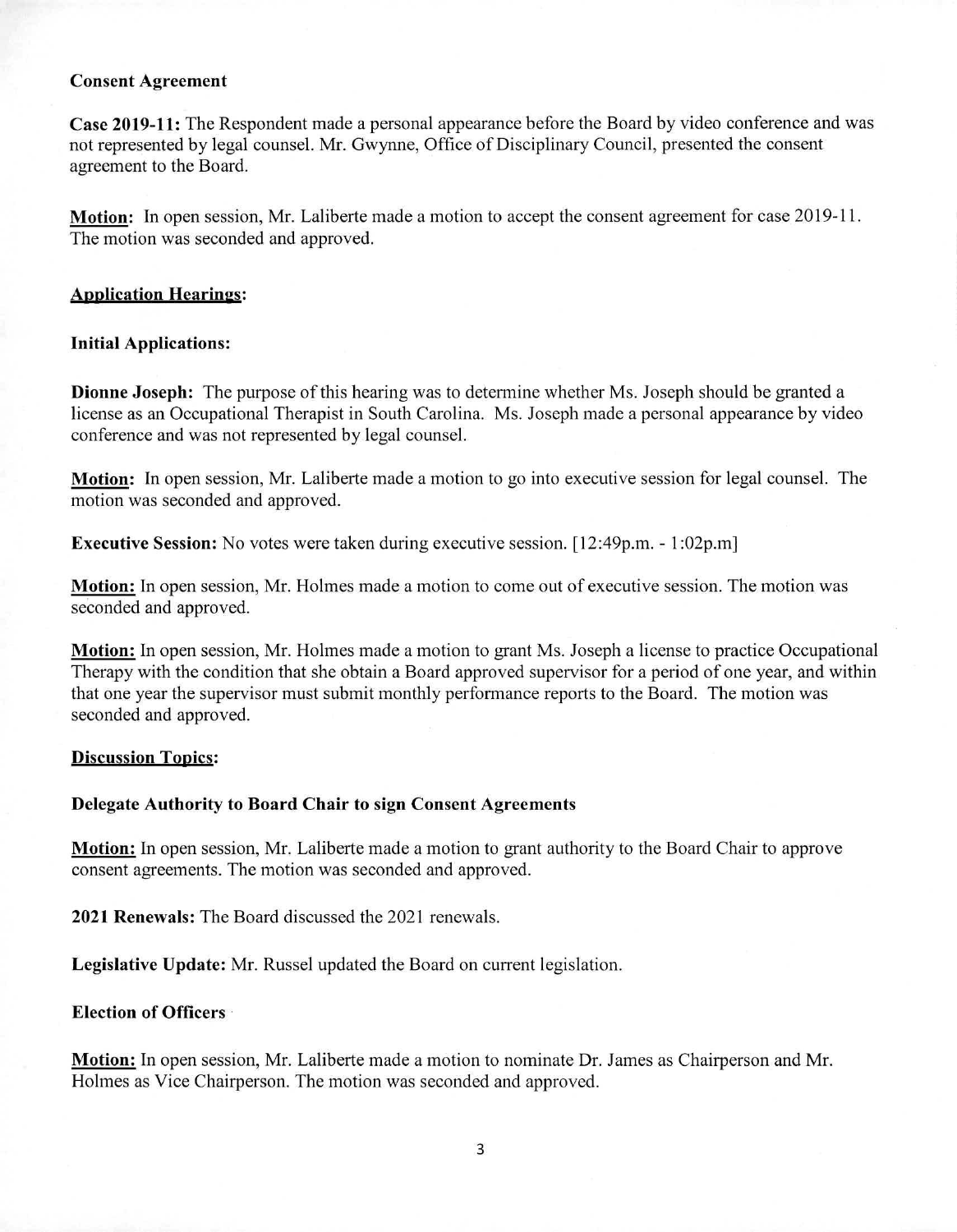**Consent Agreement**

**Case 2019-11:** The Respondent made a personal appearance before the Board by video conference and was not represented by legal counsel. Mr. Gwynne, Office of Disciplinary Council, presented the consent agreement to the Board.

**Motion:** In open session, Mr. Laliberte made a motion to accept the consent agreement for case 2019-11. The motion was seconded and approved.

**Application Hearings:**

**Initial Applications:**

**Dionne Joseph:** The purpose of this hearing was to determine whether Ms. Joseph should be granted a license as an Occupational Therapist in South Carolina. Ms. Joseph made a personal appearance by video conference and was not represented by legal counsel.

**Motion:** In open session, Mr. Laliberte made a motion to go into executive session for legal counsel. The motion was seconded and approved.

**Executive Session:** No votes were taken during executive session. [12:49p.m. - 1:02p.m]

**Motion:** In open session, Mr. Holmes made a motion to come out of executive session. The motion was seconded and approved.

**Motion:** In open session, Mr. Holmes made a motion to grant Ms. Joseph a license to practice Occupational Therapy with the condition that she obtain a Board approved supervisor for a period of one year, and within that one year the supervisor must submit monthly performance reports to the Board. The motion was seconded and approved.

**Discussion Topics:**

**Delegate Authority to Board Chair to sign Consent Agreements**

**Motion:** In open session, Mr. Laliberte made a motion to grant authority to the Board Chair to approve consent agreements. The motion was seconded and approved.

**2021 Renewals:** The Board discussed the 2021 renewals.

**Legislative Update:** Mr. Russel updated the Board on current legislation.

**Election of Officers**

**Motion:** In open session, Mr. Laliberte made a motion to nominate Dr. James as Chairperson and Mr. Holmes as Vice Chairperson. The motion was seconded and approved.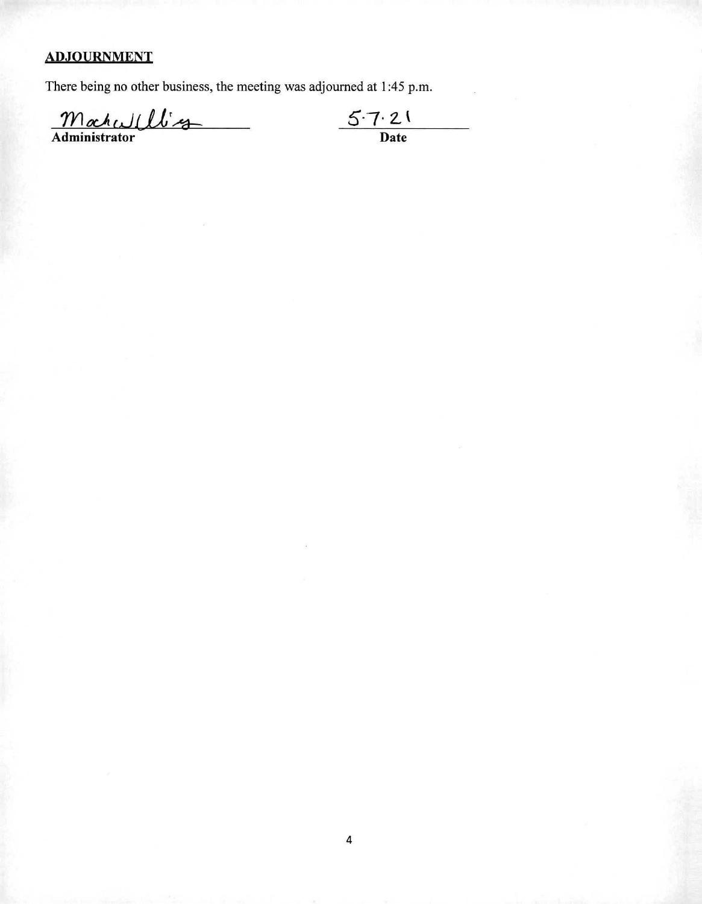**ADJOURNMENT**

There being no other business, the meeting was adjourned at 1:45 p.m.

Mack Willis
**Administrator**

5·7·21
**Date**